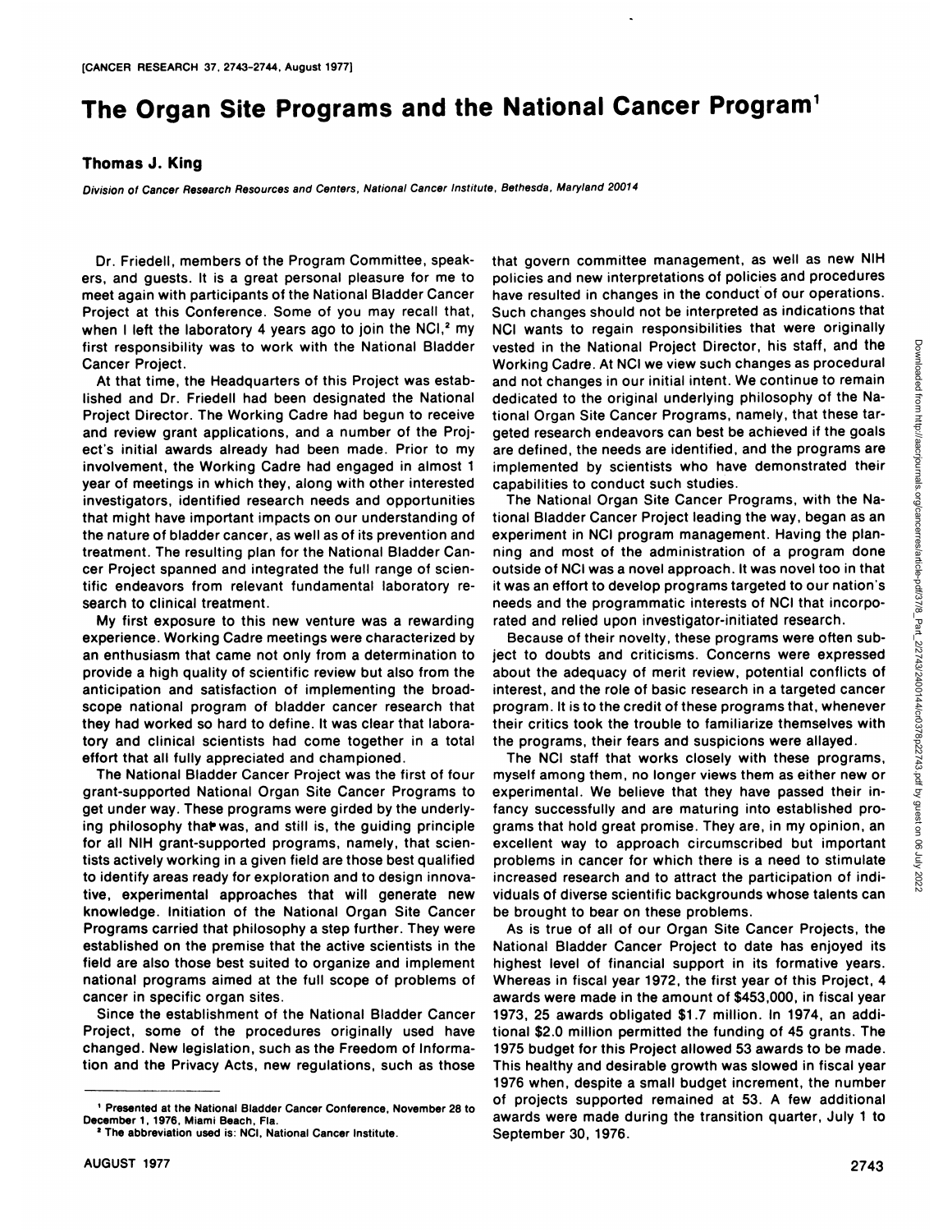# The Organ Site Programs and the National Cancer Program[1]

**Thomas J. King**

*Division of Cancer Research Resources and Centers, National Cancer Institute, Bethesda, Maryland 20014*

Dr. Friedell, members of the Program Committee, speakers, and guests. It is a great personal pleasure for me to meet again with participants of the National Bladder Cancer Project at this Conference. Some of you may recall that, when I left the laboratory 4 years ago to join the NCI,[2] my first responsibility was to work with the National Bladder Cancer Project.

At that time, the Headquarters of this Project was established and Dr. Friedell had been designated the National Project Director. The Working Cadre had begun to receive and review grant applications, and a number of the Project's initial awards already had been made. Prior to my involvement, the Working Cadre had engaged in almost 1 year of meetings in which they, along with other interested investigators, identified research needs and opportunities that might have important impacts on our understanding of the nature of bladder cancer, as well as of its prevention and treatment. The resulting plan for the National Bladder Cancer Project spanned and integrated the full range of scientific endeavors from relevant fundamental laboratory research to clinical treatment.

My first exposure to this new venture was a rewarding experience. Working Cadre meetings were characterized by an enthusiasm that came not only from a determination to provide a high quality of scientific review but also from the anticipation and satisfaction of implementing the broad-scope national program of bladder cancer research that they had worked so hard to define. It was clear that laboratory and clinical scientists had come together in a total effort that all fully appreciated and championed.

The National Bladder Cancer Project was the first of four grant-supported National Organ Site Cancer Programs to get under way. These programs were girded by the underlying philosophy that was, and still is, the guiding principle for all NIH grant-supported programs, namely, that scientists actively working in a given field are those best qualified to identify areas ready for exploration and to design innovative, experimental approaches that will generate new knowledge. Initiation of the National Organ Site Cancer Programs carried that philosophy a step further. They were established on the premise that the active scientists in the field are also those best suited to organize and implement national programs aimed at the full scope of problems of cancer in specific organ sites.

Since the establishment of the National Bladder Cancer Project, some of the procedures originally used have changed. New legislation, such as the Freedom of Information and the Privacy Acts, new regulations, such as those that govern committee management, as well as new NIH policies and new interpretations of policies and procedures have resulted in changes in the conduct of our operations. Such changes should not be interpreted as indications that NCI wants to regain responsibilities that were originally vested in the National Project Director, his staff, and the Working Cadre. At NCI we view such changes as procedural and not changes in our initial intent. We continue to remain dedicated to the original underlying philosophy of the National Organ Site Cancer Programs, namely, that these targeted research endeavors can best be achieved if the goals are defined, the needs are identified, and the programs are implemented by scientists who have demonstrated their capabilities to conduct such studies.

The National Organ Site Cancer Programs, with the National Bladder Cancer Project leading the way, began as an experiment in NCI program management. Having the planning and most of the administration of a program done outside of NCI was a novel approach. It was novel too in that it was an effort to develop programs targeted to our nation's needs and the programmatic interests of NCI that incorporated and relied upon investigator-initiated research.

Because of their novelty, these programs were often subject to doubts and criticisms. Concerns were expressed about the adequacy of merit review, potential conflicts of interest, and the role of basic research in a targeted cancer program. It is to the credit of these programs that, whenever their critics took the trouble to familiarize themselves with the programs, their fears and suspicions were allayed.

The NCI staff that works closely with these programs, myself among them, no longer views them as either new or experimental. We believe that they have passed their infancy successfully and are maturing into established programs that hold great promise. They are, in my opinion, an excellent way to approach circumscribed but important problems in cancer for which there is a need to stimulate increased research and to attract the participation of individuals of diverse scientific backgrounds whose talents can be brought to bear on these problems.

As is true of all of our Organ Site Cancer Projects, the National Bladder Cancer Project to date has enjoyed its highest level of financial support in its formative years. Whereas in fiscal year 1972, the first year of this Project, 4 awards were made in the amount of $453,000, in fiscal year 1973, 25 awards obligated $1.7 million. In 1974, an additional $2.0 million permitted the funding of 45 grants. The 1975 budget for this Project allowed 53 awards to be made. This healthy and desirable growth was slowed in fiscal year 1976 when, despite a small budget increment, the number of projects supported remained at 53. A few additional awards were made during the transition quarter, July 1 to September 30, 1976.

---

[1] Presented at the National Bladder Cancer Conference, November 28 to December 1, 1976, Miami Beach, Fla.

[2] The abbreviation used is: NCI, National Cancer Institute.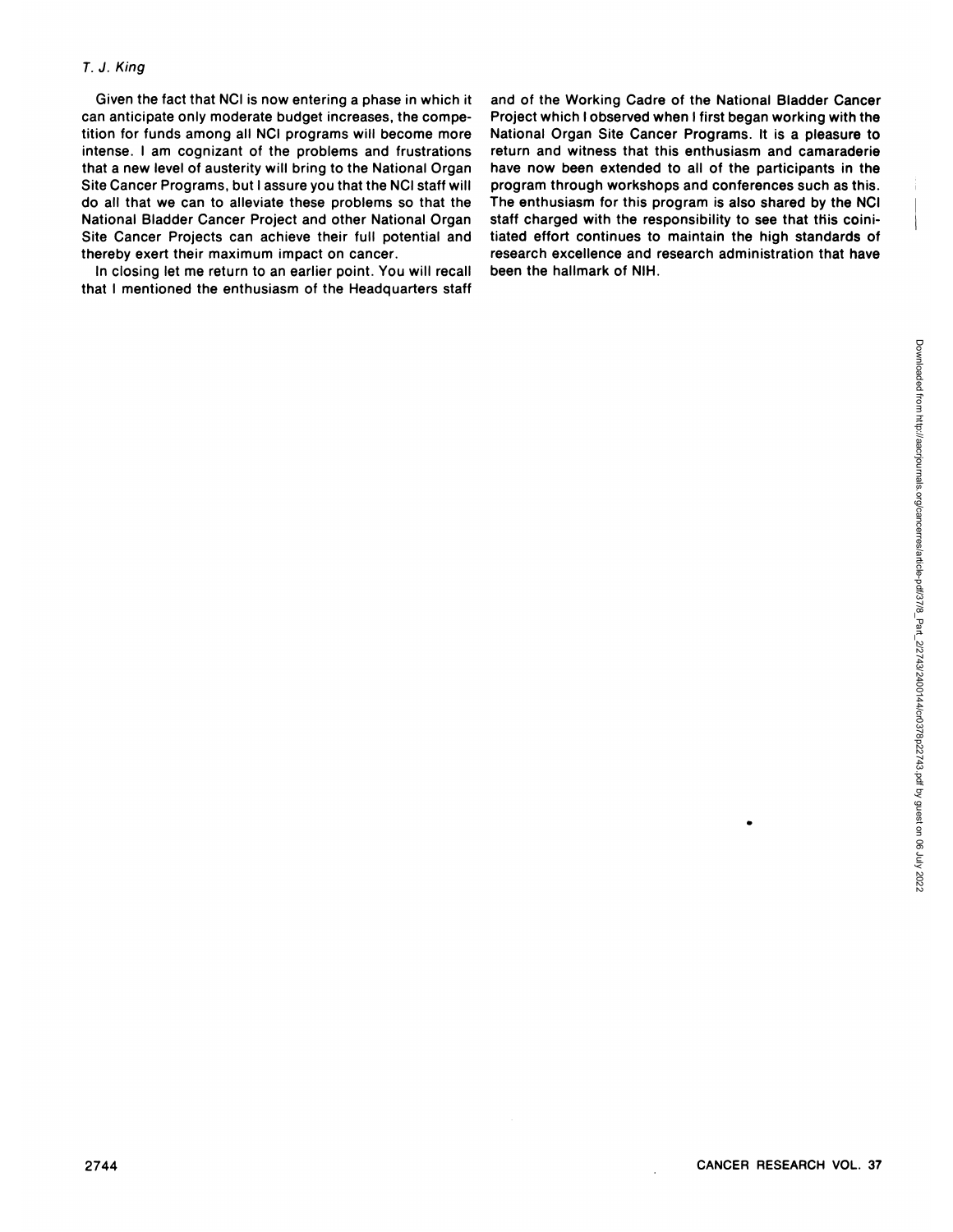Given the fact that NCI is now entering a phase in which it can anticipate only moderate budget increases, the competition for funds among all NCI programs will become more intense. I am cognizant of the problems and frustrations that a new level of austerity will bring to the National Organ Site Cancer Programs, but I assure you that the NCI staff will do all that we can to alleviate these problems so that the National Bladder Cancer Project and other National Organ Site Cancer Projects can achieve their full potential and thereby exert their maximum impact on cancer.

In closing let me return to an earlier point. You will recall that I mentioned the enthusiasm of the Headquarters staff and of the Working Cadre of the National Bladder Cancer Project which I observed when I first began working with the National Organ Site Cancer Programs. It is a pleasure to return and witness that this enthusiasm and camaraderie have now been extended to all of the participants in the program through workshops and conferences such as this. The enthusiasm for this program is also shared by the NCI staff charged with the responsibility to see that this coinitiated effort continues to maintain the high standards of research excellence and research administration that have been the hallmark of NIH.